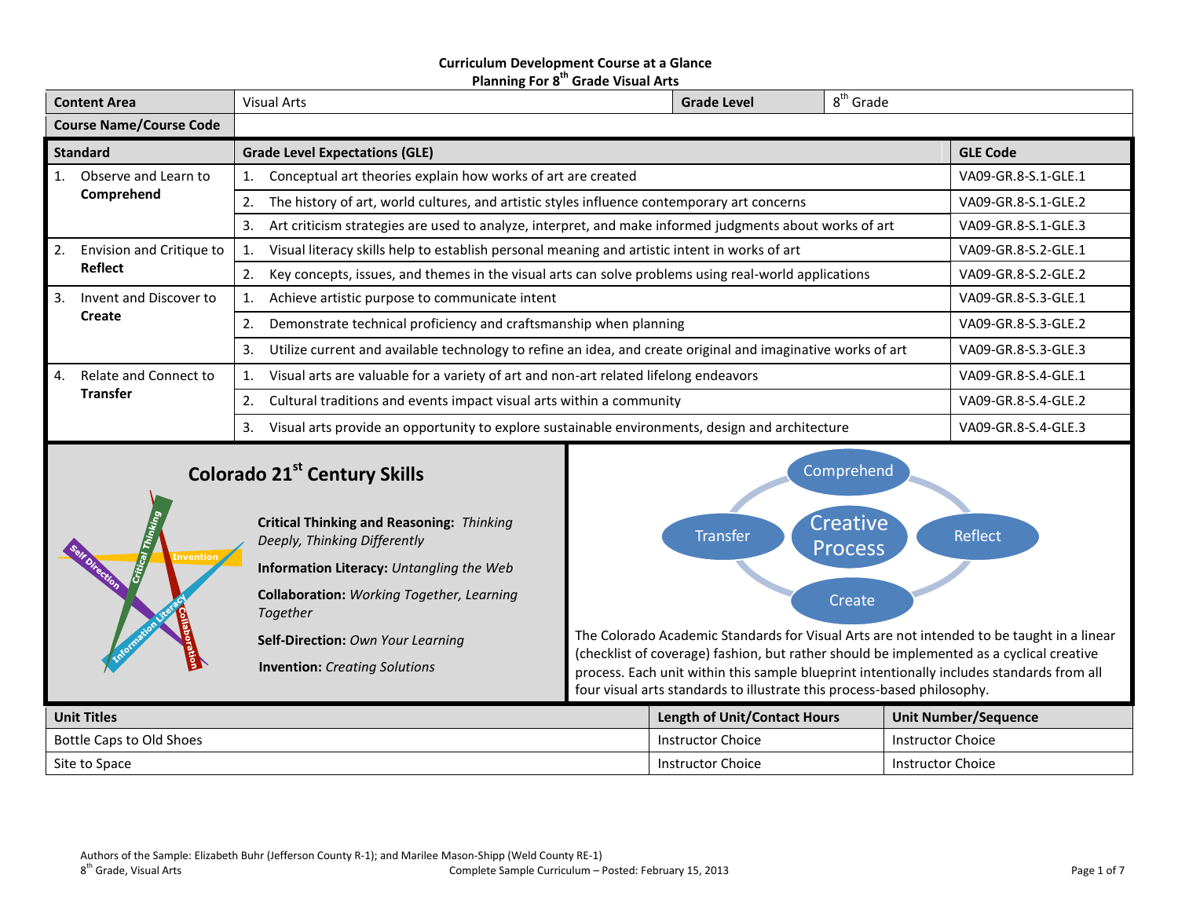**Curriculum Development Course at a Glance**
**Planning For 8th Grade Visual Arts**

| Content Area | Visual Arts | Grade Level | 8th Grade |
|---|---|---|---|
| Course Name/Course Code | | | |

| Standard | Grade Level Expectations (GLE) | GLE Code |
|---|---|---|
| 1. Observe and Learn to **Comprehend** | 1. Conceptual art theories explain how works of art are created | VA09-GR.8-S.1-GLE.1 |
| | 2. The history of art, world cultures, and artistic styles influence contemporary art concerns | VA09-GR.8-S.1-GLE.2 |
| | 3. Art criticism strategies are used to analyze, interpret, and make informed judgments about works of art | VA09-GR.8-S.1-GLE.3 |
| 2. Envision and Critique to **Reflect** | 1. Visual literacy skills help to establish personal meaning and artistic intent in works of art | VA09-GR.8-S.2-GLE.1 |
| | 2. Key concepts, issues, and themes in the visual arts can solve problems using real-world applications | VA09-GR.8-S.2-GLE.2 |
| 3. Invent and Discover to **Create** | 1. Achieve artistic purpose to communicate intent | VA09-GR.8-S.3-GLE.1 |
| | 2. Demonstrate technical proficiency and craftsmanship when planning | VA09-GR.8-S.3-GLE.2 |
| | 3. Utilize current and available technology to refine an idea, and create original and imaginative works of art | VA09-GR.8-S.3-GLE.3 |
| 4. Relate and Connect to **Transfer** | 1. Visual arts are valuable for a variety of art and non-art related lifelong endeavors | VA09-GR.8-S.4-GLE.1 |
| | 2. Cultural traditions and events impact visual arts within a community | VA09-GR.8-S.4-GLE.2 |
| | 3. Visual arts provide an opportunity to explore sustainable environments, design and architecture | VA09-GR.8-S.4-GLE.3 |

## Colorado 21st Century Skills

Self Direction, Critical Thinking, Invention, Information Literacy, Collaboration

**Critical Thinking and Reasoning:** *Thinking Deeply, Thinking Differently*

**Information Literacy:** *Untangling the Web*

**Collaboration:** *Working Together, Learning Together*

**Self-Direction:** *Own Your Learning*

**Invention:** *Creating Solutions*

Creative Process: Comprehend, Reflect, Create, Transfer

The Colorado Academic Standards for Visual Arts are not intended to be taught in a linear (checklist of coverage) fashion, but rather should be implemented as a cyclical creative process. Each unit within this sample blueprint intentionally includes standards from all four visual arts standards to illustrate this process-based philosophy.

| Unit Titles | Length of Unit/Contact Hours | Unit Number/Sequence |
|---|---|---|
| Bottle Caps to Old Shoes | Instructor Choice | Instructor Choice |
| Site to Space | Instructor Choice | Instructor Choice |

Authors of the Sample: Elizabeth Buhr (Jefferson County R-1); and Marilee Mason-Shipp (Weld County RE-1)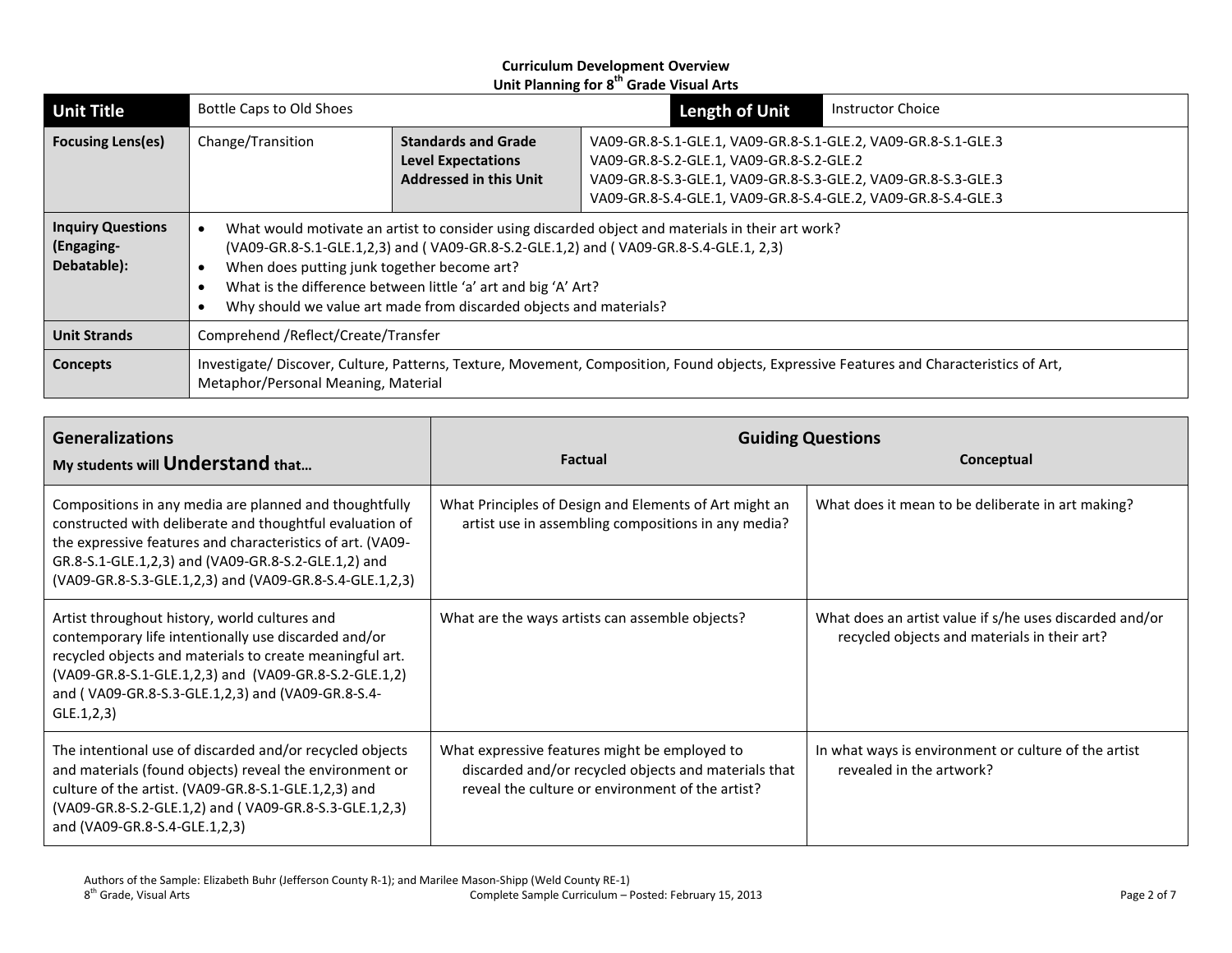**Curriculum Development Overview**
**Unit Planning for 8th Grade Visual Arts**

| **Unit Title** | Bottle Caps to Old Shoes | | **Length of Unit** | Instructor Choice |
|---|---|---|---|---|
| **Focusing Lens(es)** | Change/Transition | **Standards and Grade Level Expectations Addressed in this Unit** | VA09-GR.8-S.1-GLE.1, VA09-GR.8-S.1-GLE.2, VA09-GR.8-S.1-GLE.3<br>VA09-GR.8-S.2-GLE.1, VA09-GR.8-S.2-GLE.2<br>VA09-GR.8-S.3-GLE.1, VA09-GR.8-S.3-GLE.2, VA09-GR.8-S.3-GLE.3<br>VA09-GR.8-S.4-GLE.1, VA09-GR.8-S.4-GLE.2, VA09-GR.8-S.4-GLE.3 | |
| **Inquiry Questions (Engaging- Debatable):** | • What would motivate an artist to consider using discarded object and materials in their art work? (VA09-GR.8-S.1-GLE.1,2,3) and ( VA09-GR.8-S.2-GLE.1,2) and ( VA09-GR.8-S.4-GLE.1, 2,3)<br>• When does putting junk together become art?<br>• What is the difference between little 'a' art and big 'A' Art?<br>• Why should we value art made from discarded objects and materials? | | | |
| **Unit Strands** | Comprehend /Reflect/Create/Transfer | | | |
| **Concepts** | Investigate/ Discover, Culture, Patterns, Texture, Movement, Composition, Found objects, Expressive Features and Characteristics of Art, Metaphor/Personal Meaning, Material | | | |

| **Generalizations**<br>My students will **Understand** that… | **Guiding Questions**<br>**Factual** | **Conceptual** |
|---|---|---|
| Compositions in any media are planned and thoughtfully constructed with deliberate and thoughtful evaluation of the expressive features and characteristics of art. (VA09-GR.8-S.1-GLE.1,2,3) and (VA09-GR.8-S.2-GLE.1,2) and (VA09-GR.8-S.3-GLE.1,2,3) and (VA09-GR.8-S.4-GLE.1,2,3) | What Principles of Design and Elements of Art might an artist use in assembling compositions in any media? | What does it mean to be deliberate in art making? |
| Artist throughout history, world cultures and contemporary life intentionally use discarded and/or recycled objects and materials to create meaningful art. (VA09-GR.8-S.1-GLE.1,2,3) and (VA09-GR.8-S.2-GLE.1,2) and ( VA09-GR.8-S.3-GLE.1,2,3) and (VA09-GR.8-S.4-GLE.1,2,3) | What are the ways artists can assemble objects? | What does an artist value if s/he uses discarded and/or recycled objects and materials in their art? |
| The intentional use of discarded and/or recycled objects and materials (found objects) reveal the environment or culture of the artist. (VA09-GR.8-S.1-GLE.1,2,3) and (VA09-GR.8-S.2-GLE.1,2) and ( VA09-GR.8-S.3-GLE.1,2,3) and (VA09-GR.8-S.4-GLE.1,2,3) | What expressive features might be employed to discarded and/or recycled objects and materials that reveal the culture or environment of the artist? | In what ways is environment or culture of the artist revealed in the artwork? |

Authors of the Sample: Elizabeth Buhr (Jefferson County R-1); and Marilee Mason-Shipp (Weld County RE-1)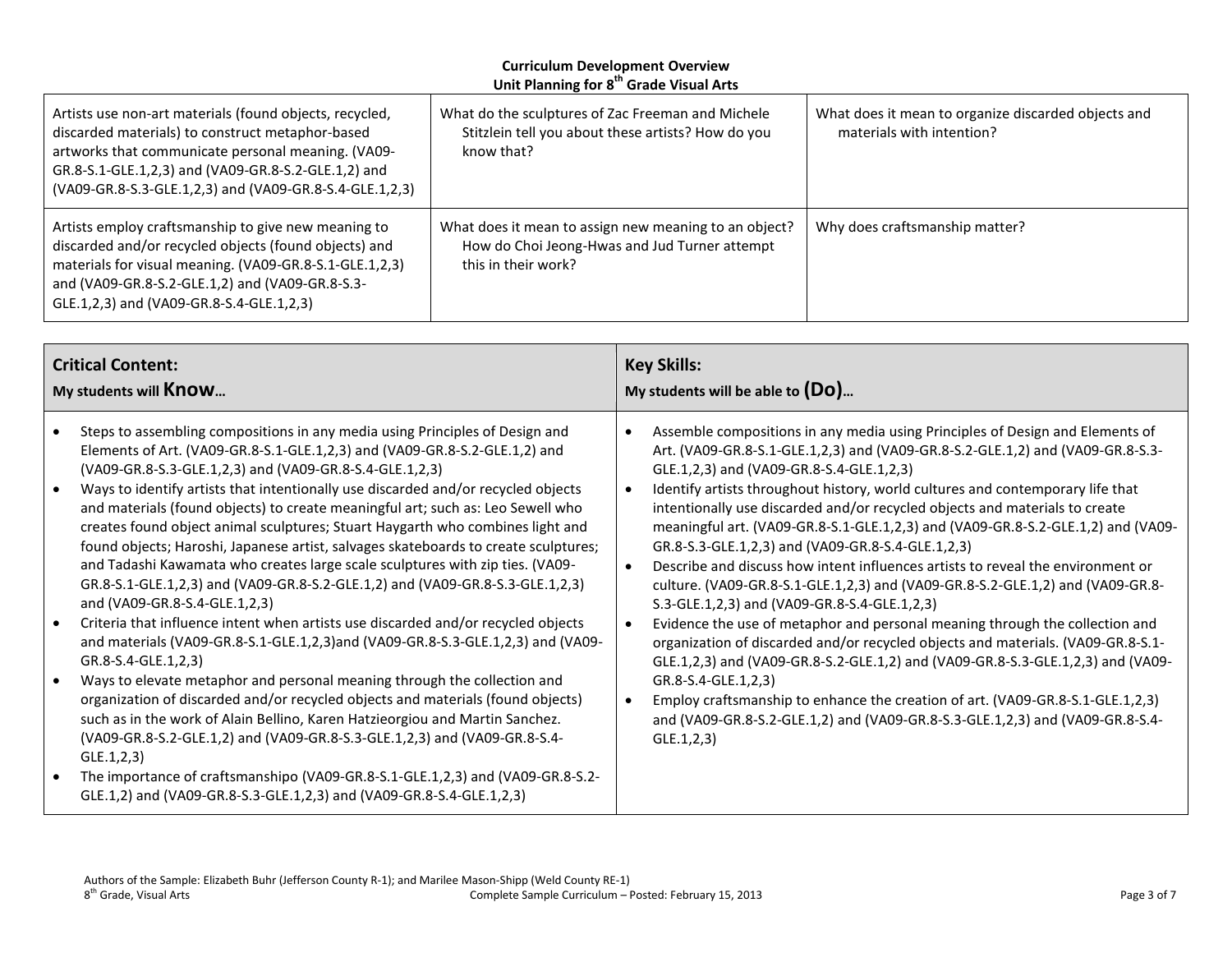**Curriculum Development Overview**
**Unit Planning for 8th Grade Visual Arts**

| | | |
|---|---|---|
| Artists use non-art materials (found objects, recycled, discarded materials) to construct metaphor-based artworks that communicate personal meaning. (VA09-GR.8-S.1-GLE.1,2,3) and (VA09-GR.8-S.2-GLE.1,2) and (VA09-GR.8-S.3-GLE.1,2,3) and (VA09-GR.8-S.4-GLE.1,2,3) | What do the sculptures of Zac Freeman and Michele Stitzlein tell you about these artists? How do you know that? | What does it mean to organize discarded objects and materials with intention? |
| Artists employ craftsmanship to give new meaning to discarded and/or recycled objects (found objects) and materials for visual meaning. (VA09-GR.8-S.1-GLE.1,2,3) and (VA09-GR.8-S.2-GLE.1,2) and (VA09-GR.8-S.3-GLE.1,2,3) and (VA09-GR.8-S.4-GLE.1,2,3) | What does it mean to assign new meaning to an object? How do Choi Jeong-Hwas and Jud Turner attempt this in their work? | Why does craftsmanship matter? |

| **Critical Content:** My students will **Know**… | **Key Skills:** My students will be able to **(Do)**… |
|---|---|
| • Steps to assembling compositions in any media using Principles of Design and Elements of Art. (VA09-GR.8-S.1-GLE.1,2,3) and (VA09-GR.8-S.2-GLE.1,2) and (VA09-GR.8-S.3-GLE.1,2,3) and (VA09-GR.8-S.4-GLE.1,2,3)<br>• Ways to identify artists that intentionally use discarded and/or recycled objects and materials (found objects) to create meaningful art; such as: Leo Sewell who creates found object animal sculptures; Stuart Haygarth who combines light and found objects; Haroshi, Japanese artist, salvages skateboards to create sculptures; and Tadashi Kawamata who creates large scale sculptures with zip ties. (VA09-GR.8-S.1-GLE.1,2,3) and (VA09-GR.8-S.2-GLE.1,2) and (VA09-GR.8-S.3-GLE.1,2,3) and (VA09-GR.8-S.4-GLE.1,2,3)<br>• Criteria that influence intent when artists use discarded and/or recycled objects and materials (VA09-GR.8-S.1-GLE.1,2,3)and (VA09-GR.8-S.3-GLE.1,2,3) and (VA09-GR.8-S.4-GLE.1,2,3)<br>• Ways to elevate metaphor and personal meaning through the collection and organization of discarded and/or recycled objects and materials (found objects) such as in the work of Alain Bellino, Karen Hatzieorgiou and Martin Sanchez. (VA09-GR.8-S.2-GLE.1,2) and (VA09-GR.8-S.3-GLE.1,2,3) and (VA09-GR.8-S.4-GLE.1,2,3)<br>• The importance of craftsmanshipo (VA09-GR.8-S.1-GLE.1,2,3) and (VA09-GR.8-S.2-GLE.1,2) and (VA09-GR.8-S.3-GLE.1,2,3) and (VA09-GR.8-S.4-GLE.1,2,3) | • Assemble compositions in any media using Principles of Design and Elements of Art. (VA09-GR.8-S.1-GLE.1,2,3) and (VA09-GR.8-S.2-GLE.1,2) and (VA09-GR.8-S.3-GLE.1,2,3) and (VA09-GR.8-S.4-GLE.1,2,3)<br>• Identify artists throughout history, world cultures and contemporary life that intentionally use discarded and/or recycled objects and materials to create meaningful art. (VA09-GR.8-S.1-GLE.1,2,3) and (VA09-GR.8-S.2-GLE.1,2) and (VA09-GR.8-S.3-GLE.1,2,3) and (VA09-GR.8-S.4-GLE.1,2,3)<br>• Describe and discuss how intent influences artists to reveal the environment or culture. (VA09-GR.8-S.1-GLE.1,2,3) and (VA09-GR.8-S.2-GLE.1,2) and (VA09-GR.8-S.3-GLE.1,2,3) and (VA09-GR.8-S.4-GLE.1,2,3)<br>• Evidence the use of metaphor and personal meaning through the collection and organization of discarded and/or recycled objects and materials. (VA09-GR.8-S.1-GLE.1,2,3) and (VA09-GR.8-S.2-GLE.1,2) and (VA09-GR.8-S.3-GLE.1,2,3) and (VA09-GR.8-S.4-GLE.1,2,3)<br>• Employ craftsmanship to enhance the creation of art. (VA09-GR.8-S.1-GLE.1,2,3) and (VA09-GR.8-S.2-GLE.1,2) and (VA09-GR.8-S.3-GLE.1,2,3) and (VA09-GR.8-S.4-GLE.1,2,3) |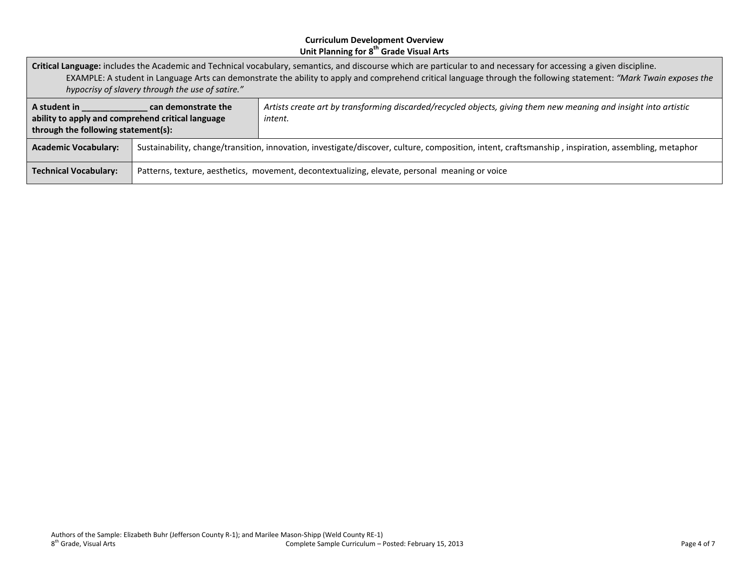**Curriculum Development Overview**
**Unit Planning for 8th Grade Visual Arts**

| **Critical Language:** includes the Academic and Technical vocabulary, semantics, and discourse which are particular to and necessary for accessing a given discipline. EXAMPLE: A student in Language Arts can demonstrate the ability to apply and comprehend critical language through the following statement: *"Mark Twain exposes the hypocrisy of slavery through the use of satire."* | |
|---|---|
| **A student in ______________ can demonstrate the ability to apply and comprehend critical language through the following statement(s):** | *Artists create art by transforming discarded/recycled objects, giving them new meaning and insight into artistic intent.* |
| **Academic Vocabulary:** | Sustainability, change/transition, innovation, investigate/discover, culture, composition, intent, craftsmanship , inspiration, assembling, metaphor |
| **Technical Vocabulary:** | Patterns, texture, aesthetics, movement, decontextualizing, elevate, personal meaning or voice |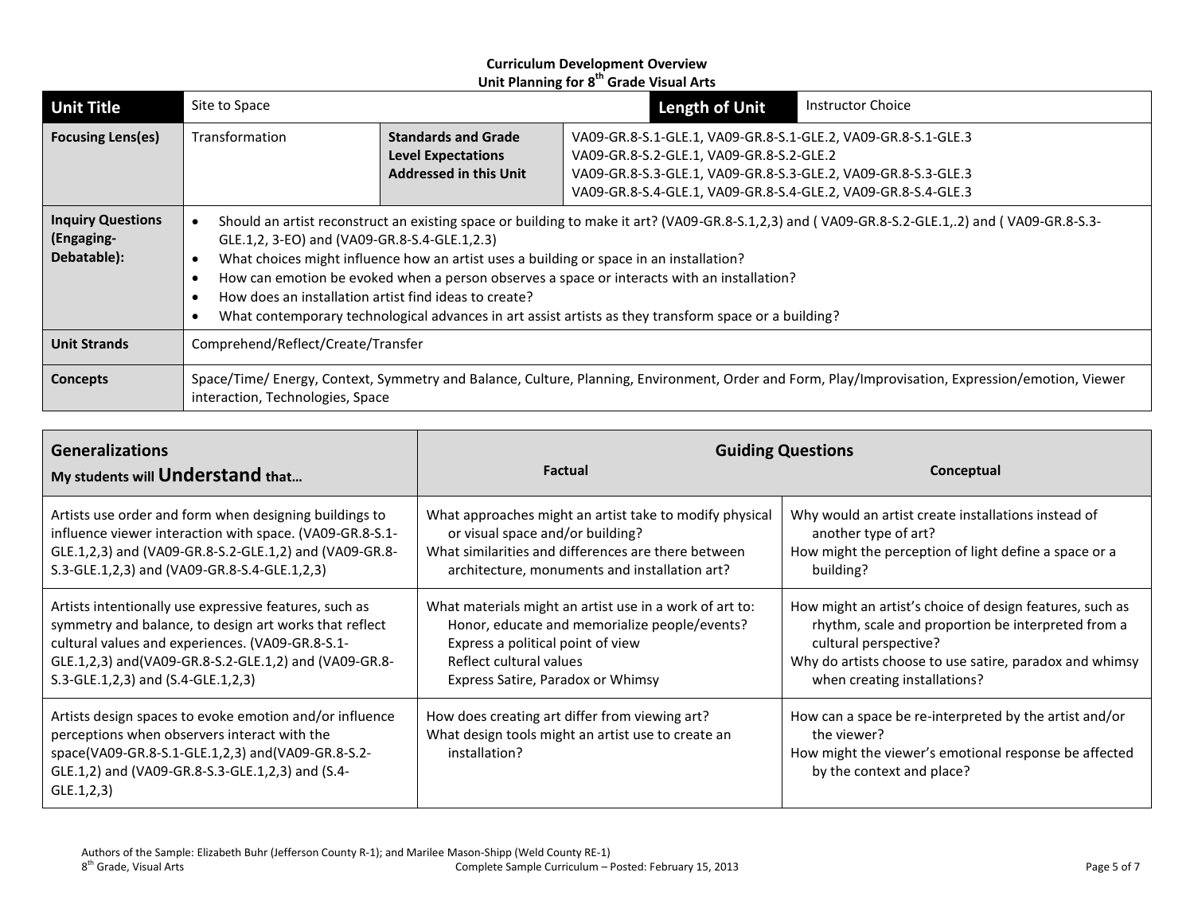**Curriculum Development Overview**
**Unit Planning for 8th Grade Visual Arts**

| **Unit Title** | Site to Space | | **Length of Unit** | Instructor Choice |
|---|---|---|---|---|
| **Focusing Lens(es)** | Transformation | **Standards and Grade Level Expectations Addressed in this Unit** | VA09-GR.8-S.1-GLE.1, VA09-GR.8-S.1-GLE.2, VA09-GR.8-S.1-GLE.3<br>VA09-GR.8-S.2-GLE.1, VA09-GR.8-S.2-GLE.2<br>VA09-GR.8-S.3-GLE.1, VA09-GR.8-S.3-GLE.2, VA09-GR.8-S.3-GLE.3<br>VA09-GR.8-S.4-GLE.1, VA09-GR.8-S.4-GLE.2, VA09-GR.8-S.4-GLE.3 | |
| **Inquiry Questions (Engaging- Debatable):** | • Should an artist reconstruct an existing space or building to make it art? (VA09-GR.8-S.1,2,3) and ( VA09-GR.8-S.2-GLE.1,.2) and ( VA09-GR.8-S.3-GLE.1,2, 3-EO) and (VA09-GR.8-S.4-GLE.1,2.3)<br>• What choices might influence how an artist uses a building or space in an installation?<br>• How can emotion be evoked when a person observes a space or interacts with an installation?<br>• How does an installation artist find ideas to create?<br>• What contemporary technological advances in art assist artists as they transform space or a building? | | | |
| **Unit Strands** | Comprehend/Reflect/Create/Transfer | | | |
| **Concepts** | Space/Time/ Energy, Context, Symmetry and Balance, Culture, Planning, Environment, Order and Form, Play/Improvisation, Expression/emotion, Viewer interaction, Technologies, Space | | | |

| **Generalizations**<br>**My students will Understand that…** | **Guiding Questions**<br>**Factual** | **Conceptual** |
|---|---|---|
| Artists use order and form when designing buildings to influence viewer interaction with space. (VA09-GR.8-S.1-GLE.1,2,3) and (VA09-GR.8-S.2-GLE.1,2) and (VA09-GR.8-S.3-GLE.1,2,3) and (VA09-GR.8-S.4-GLE.1,2,3) | What approaches might an artist take to modify physical or visual space and/or building?<br>What similarities and differences are there between architecture, monuments and installation art? | Why would an artist create installations instead of another type of art?<br>How might the perception of light define a space or a building? |
| Artists intentionally use expressive features, such as symmetry and balance, to design art works that reflect cultural values and experiences. (VA09-GR.8-S.1-GLE.1,2,3) and(VA09-GR.8-S.2-GLE.1,2) and (VA09-GR.8-S.3-GLE.1,2,3) and (S.4-GLE.1,2,3) | What materials might an artist use in a work of art to:<br>Honor, educate and memorialize people/events?<br>Express a political point of view<br>Reflect cultural values<br>Express Satire, Paradox or Whimsy | How might an artist's choice of design features, such as rhythm, scale and proportion be interpreted from a cultural perspective?<br>Why do artists choose to use satire, paradox and whimsy when creating installations? |
| Artists design spaces to evoke emotion and/or influence perceptions when observers interact with the space(VA09-GR.8-S.1-GLE.1,2,3) and(VA09-GR.8-S.2-GLE.1,2) and (VA09-GR.8-S.3-GLE.1,2,3) and (S.4-GLE.1,2,3) | How does creating art differ from viewing art?<br>What design tools might an artist use to create an installation? | How can a space be re-interpreted by the artist and/or the viewer?<br>How might the viewer's emotional response be affected by the context and place? |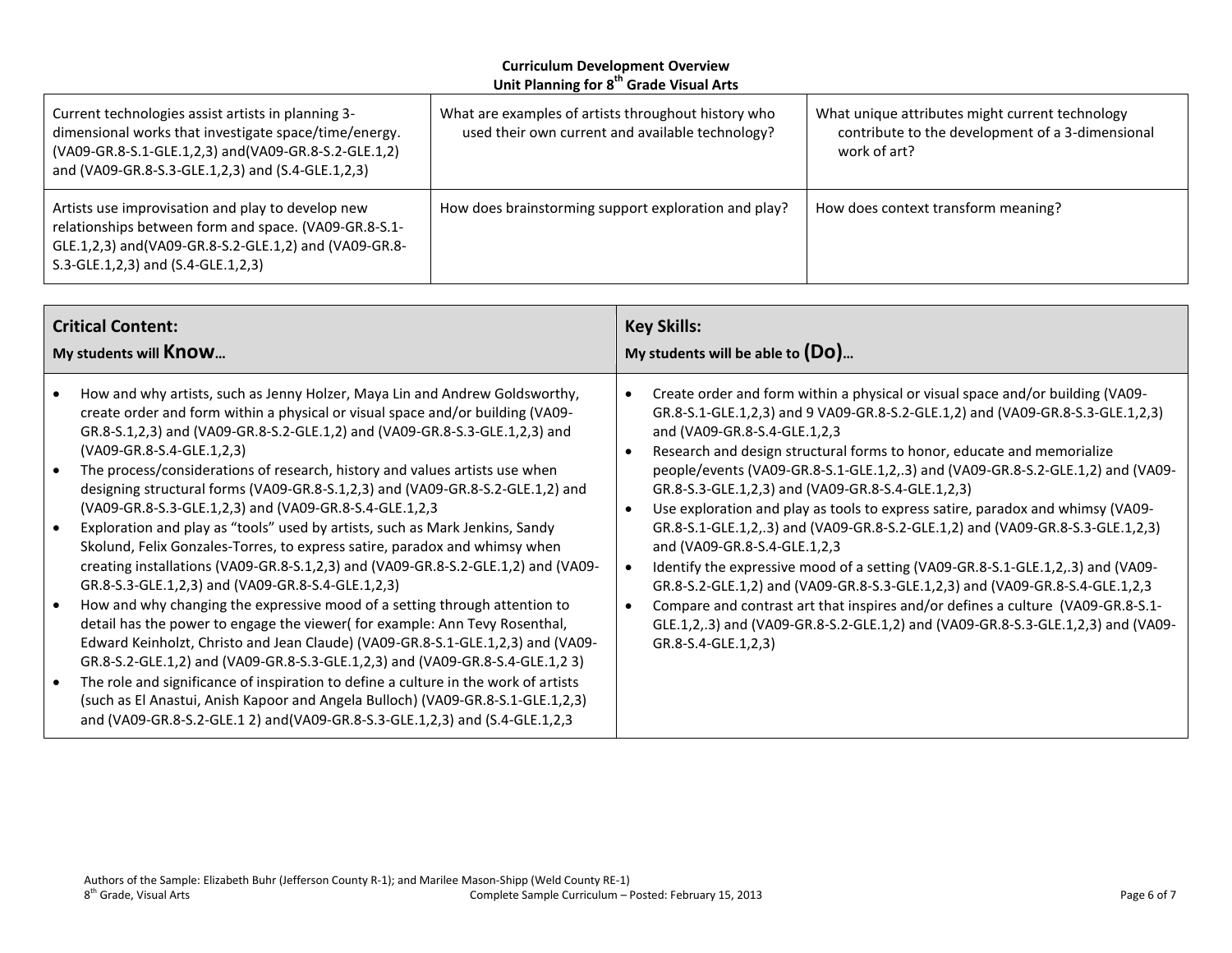**Curriculum Development Overview**
**Unit Planning for 8th Grade Visual Arts**

| | | |
|---|---|---|
| Current technologies assist artists in planning 3-dimensional works that investigate space/time/energy. (VA09-GR.8-S.1-GLE.1,2,3) and(VA09-GR.8-S.2-GLE.1,2) and (VA09-GR.8-S.3-GLE.1,2,3) and (S.4-GLE.1,2,3) | What are examples of artists throughout history who used their own current and available technology? | What unique attributes might current technology contribute to the development of a 3-dimensional work of art? |
| Artists use improvisation and play to develop new relationships between form and space. (VA09-GR.8-S.1-GLE.1,2,3) and(VA09-GR.8-S.2-GLE.1,2) and (VA09-GR.8-S.3-GLE.1,2,3) and (S.4-GLE.1,2,3) | How does brainstorming support exploration and play? | How does context transform meaning? |

| **Critical Content:** My students will **Know…** | **Key Skills:** My students will be able to **(Do)…** |
|---|---|
| • How and why artists, such as Jenny Holzer, Maya Lin and Andrew Goldsworthy, create order and form within a physical or visual space and/or building (VA09-GR.8-S.1,2,3) and (VA09-GR.8-S.2-GLE.1,2) and (VA09-GR.8-S.3-GLE.1,2,3) and (VA09-GR.8-S.4-GLE.1,2,3)<br>• The process/considerations of research, history and values artists use when designing structural forms (VA09-GR.8-S.1,2,3) and (VA09-GR.8-S.2-GLE.1,2) and (VA09-GR.8-S.3-GLE.1,2,3) and (VA09-GR.8-S.4-GLE.1,2,3<br>• Exploration and play as "tools" used by artists, such as Mark Jenkins, Sandy Skolund, Felix Gonzales-Torres, to express satire, paradox and whimsy when creating installations (VA09-GR.8-S.1,2,3) and (VA09-GR.8-S.2-GLE.1,2) and (VA09-GR.8-S.3-GLE.1,2,3) and (VA09-GR.8-S.4-GLE.1,2,3)<br>• How and why changing the expressive mood of a setting through attention to detail has the power to engage the viewer( for example: Ann Tevy Rosenthal, Edward Keinholtz, Christo and Jean Claude) (VA09-GR.8-S.1-GLE.1,2,3) and (VA09-GR.8-S.2-GLE.1,2) and (VA09-GR.8-S.3-GLE.1,2,3) and (VA09-GR.8-S.4-GLE.1,2 3)<br>• The role and significance of inspiration to define a culture in the work of artists (such as El Anastui, Anish Kapoor and Angela Bulloch) (VA09-GR.8-S.1-GLE.1,2,3) and (VA09-GR.8-S.2-GLE.1 2) and(VA09-GR.8-S.3-GLE.1,2,3) and (S.4-GLE.1,2,3 | • Create order and form within a physical or visual space and/or building (VA09-GR.8-S.1-GLE.1,2,3) and 9 VA09-GR.8-S.2-GLE.1,2) and (VA09-GR.8-S.3-GLE.1,2,3) and (VA09-GR.8-S.4-GLE.1,2,3<br>• Research and design structural forms to honor, educate and memorialize people/events (VA09-GR.8-S.1-GLE.1,2,.3) and (VA09-GR.8-S.2-GLE.1,2) and (VA09-GR.8-S.3-GLE.1,2,3) and (VA09-GR.8-S.4-GLE.1,2,3)<br>• Use exploration and play as tools to express satire, paradox and whimsy (VA09-GR.8-S.1-GLE.1,2,.3) and (VA09-GR.8-S.2-GLE.1,2) and (VA09-GR.8-S.3-GLE.1,2,3) and (VA09-GR.8-S.4-GLE.1,2,3<br>• Identify the expressive mood of a setting (VA09-GR.8-S.1-GLE.1,2,.3) and (VA09-GR.8-S.2-GLE.1,2) and (VA09-GR.8-S.3-GLE.1,2,3) and (VA09-GR.8-S.4-GLE.1,2,3<br>• Compare and contrast art that inspires and/or defines a culture (VA09-GR.8-S.1-GLE.1,2,.3) and (VA09-GR.8-S.2-GLE.1,2) and (VA09-GR.8-S.3-GLE.1,2,3) and (VA09-GR.8-S.4-GLE.1,2,3) |

Authors of the Sample: Elizabeth Buhr (Jefferson County R-1); and Marilee Mason-Shipp (Weld County RE-1)
8th Grade, Visual Arts Complete Sample Curriculum – Posted: February 15, 2013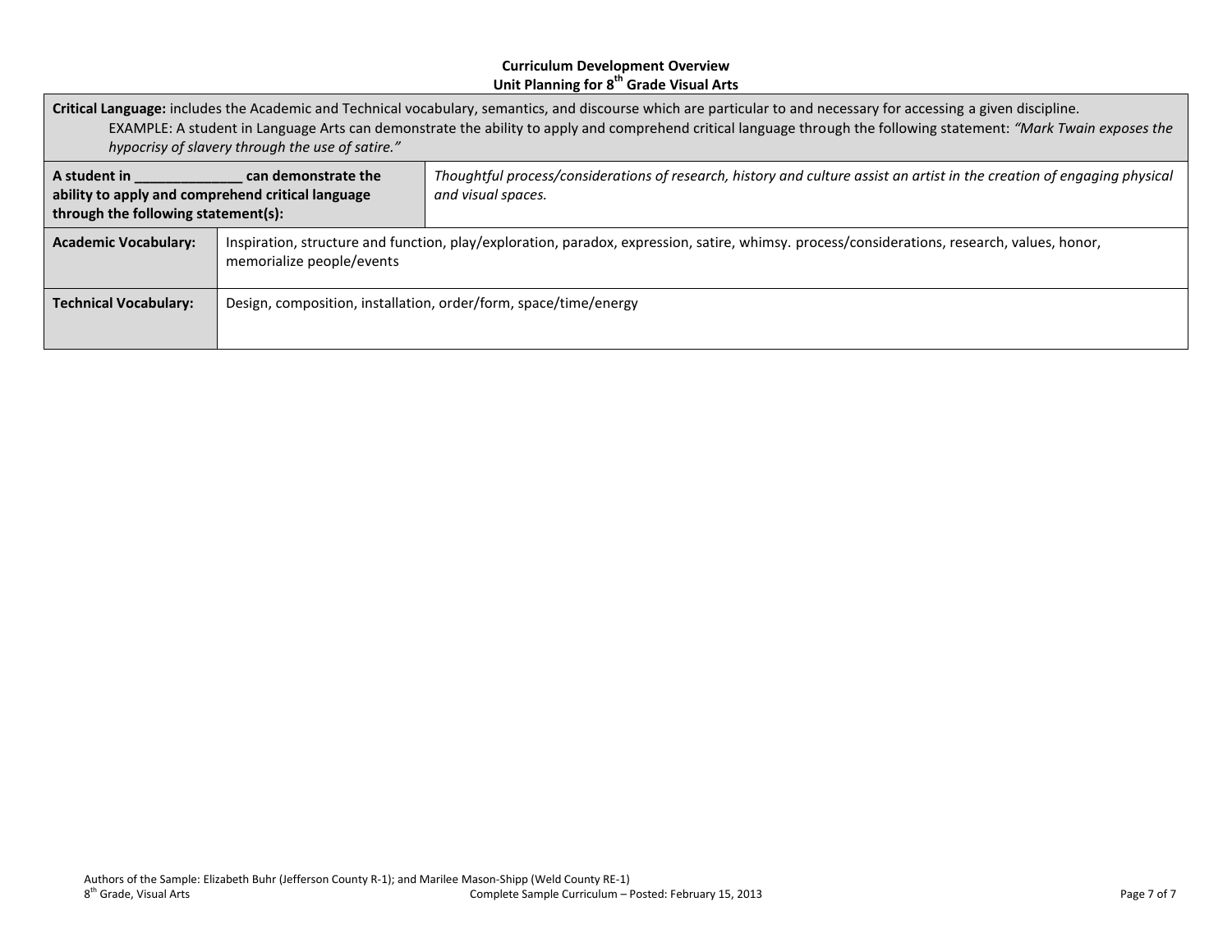**Curriculum Development Overview**
**Unit Planning for 8th Grade Visual Arts**

| | |
|---|---|
| **Critical Language:** includes the Academic and Technical vocabulary, semantics, and discourse which are particular to and necessary for accessing a given discipline. EXAMPLE: A student in Language Arts can demonstrate the ability to apply and comprehend critical language through the following statement: *"Mark Twain exposes the hypocrisy of slavery through the use of satire."* | |
| **A student in ______________ can demonstrate the ability to apply and comprehend critical language through the following statement(s):** | *Thoughtful process/considerations of research, history and culture assist an artist in the creation of engaging physical and visual spaces.* |
| **Academic Vocabulary:** | Inspiration, structure and function, play/exploration, paradox, expression, satire, whimsy. process/considerations, research, values, honor, memorialize people/events |
| **Technical Vocabulary:** | Design, composition, installation, order/form, space/time/energy |